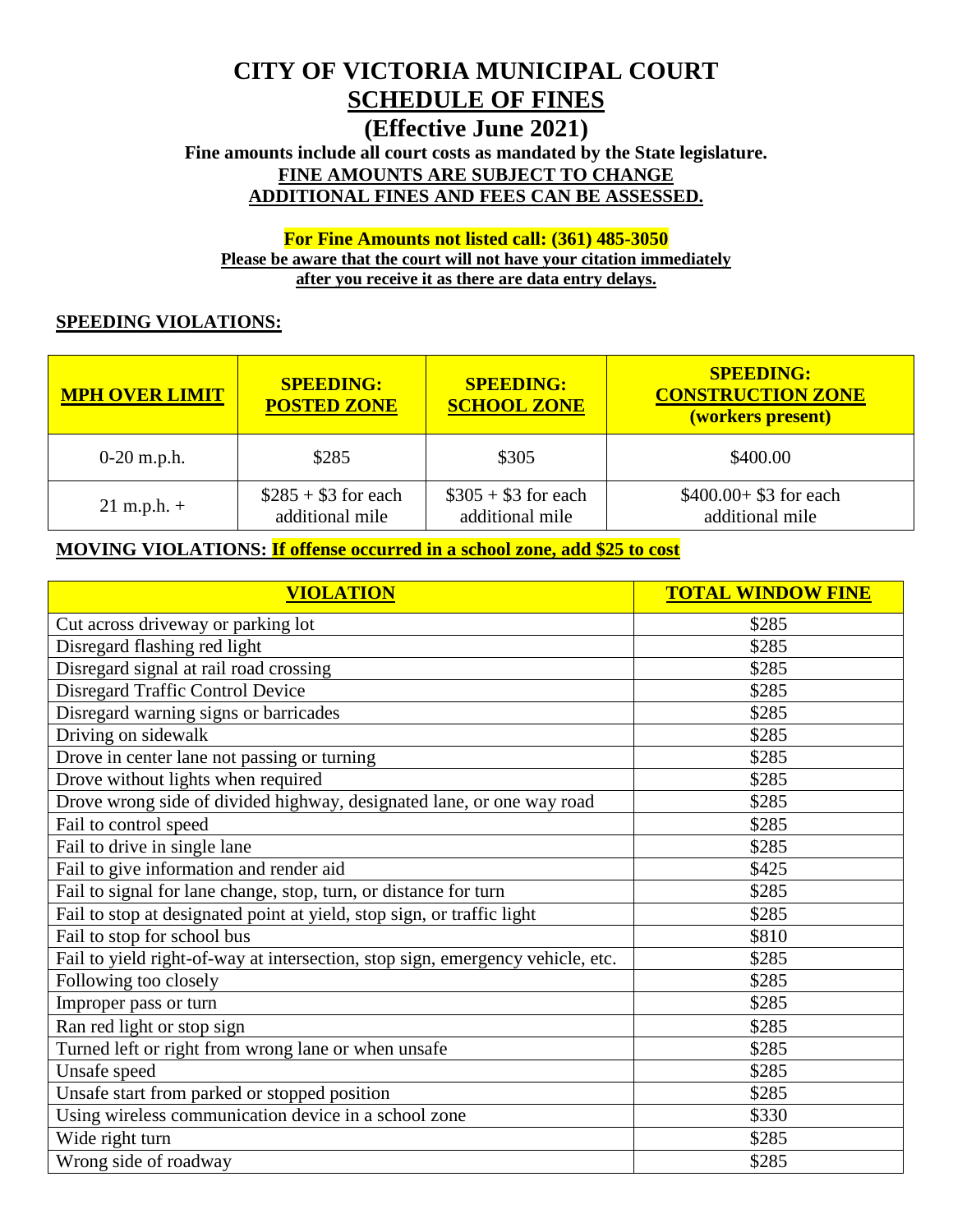# CITY OF VICTORIA MUNICIPAL COURT

## SCHEDULE OF FINES

### (Effective June 2021)

**Fine amounts include all court costs as mandated by the State legislature.**

**FINE AMOUNTS ARE SUBJECT TO CHANGE**

**ADDITIONAL FINES AND FEES CAN BE ASSESSED.**

**For Fine Amounts not listed call: (361) 485-3050**

**Please be aware that the court will not have your citation immediately after you receive it as there are data entry delays.**

**SPEEDING VIOLATIONS:**

| MPH OVER LIMIT | SPEEDING: POSTED ZONE | SPEEDING: SCHOOL ZONE | SPEEDING: CONSTRUCTION ZONE (workers present) |
|---|---|---|---|
| 0-20 m.p.h. | $285 | $305 | $400.00 |
| 21 m.p.h. + | $285 + $3 for each additional mile | $305 + $3 for each additional mile | $400.00+ $3 for each additional mile |

**MOVING VIOLATIONS: If offense occurred in a school zone, add $25 to cost**

| VIOLATION | TOTAL WINDOW FINE |
|---|---|
| Cut across driveway or parking lot | $285 |
| Disregard flashing red light | $285 |
| Disregard signal at rail road crossing | $285 |
| Disregard Traffic Control Device | $285 |
| Disregard warning signs or barricades | $285 |
| Driving on sidewalk | $285 |
| Drove in center lane not passing or turning | $285 |
| Drove without lights when required | $285 |
| Drove wrong side of divided highway, designated lane, or one way road | $285 |
| Fail to control speed | $285 |
| Fail to drive in single lane | $285 |
| Fail to give information and render aid | $425 |
| Fail to signal for lane change, stop, turn, or distance for turn | $285 |
| Fail to stop at designated point at yield, stop sign, or traffic light | $285 |
| Fail to stop for school bus | $810 |
| Fail to yield right-of-way at intersection, stop sign, emergency vehicle, etc. | $285 |
| Following too closely | $285 |
| Improper pass or turn | $285 |
| Ran red light or stop sign | $285 |
| Turned left or right from wrong lane or when unsafe | $285 |
| Unsafe speed | $285 |
| Unsafe start from parked or stopped position | $285 |
| Using wireless communication device in a school zone | $330 |
| Wide right turn | $285 |
| Wrong side of roadway | $285 |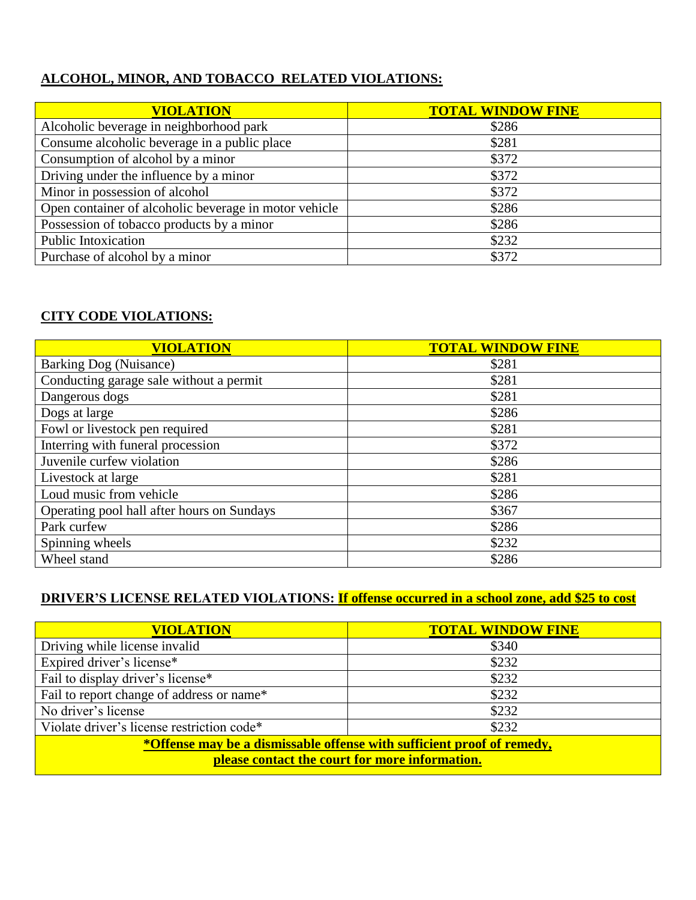## ALCOHOL, MINOR, AND TOBACCO RELATED VIOLATIONS:

| VIOLATION | TOTAL WINDOW FINE |
|---|---|
| Alcoholic beverage in neighborhood park | $286 |
| Consume alcoholic beverage in a public place | $281 |
| Consumption of alcohol by a minor | $372 |
| Driving under the influence by a minor | $372 |
| Minor in possession of alcohol | $372 |
| Open container of alcoholic beverage in motor vehicle | $286 |
| Possession of tobacco products by a minor | $286 |
| Public Intoxication | $232 |
| Purchase of alcohol by a minor | $372 |

## CITY CODE VIOLATIONS:

| VIOLATION | TOTAL WINDOW FINE |
|---|---|
| Barking Dog (Nuisance) | $281 |
| Conducting garage sale without a permit | $281 |
| Dangerous dogs | $281 |
| Dogs at large | $286 |
| Fowl or livestock pen required | $281 |
| Interring with funeral procession | $372 |
| Juvenile curfew violation | $286 |
| Livestock at large | $281 |
| Loud music from vehicle | $286 |
| Operating pool hall after hours on Sundays | $367 |
| Park curfew | $286 |
| Spinning wheels | $232 |
| Wheel stand | $286 |

## DRIVER'S LICENSE RELATED VIOLATIONS: **If offense occurred in a school zone, add $25 to cost**

| VIOLATION | TOTAL WINDOW FINE |
|---|---|
| Driving while license invalid | $340 |
| Expired driver's license* | $232 |
| Fail to display driver's license* | $232 |
| Fail to report change of address or name* | $232 |
| No driver's license | $232 |
| Violate driver's license restriction code* | $232 |

**\*Offense may be a dismissable offense with sufficient proof of remedy, please contact the court for more information.**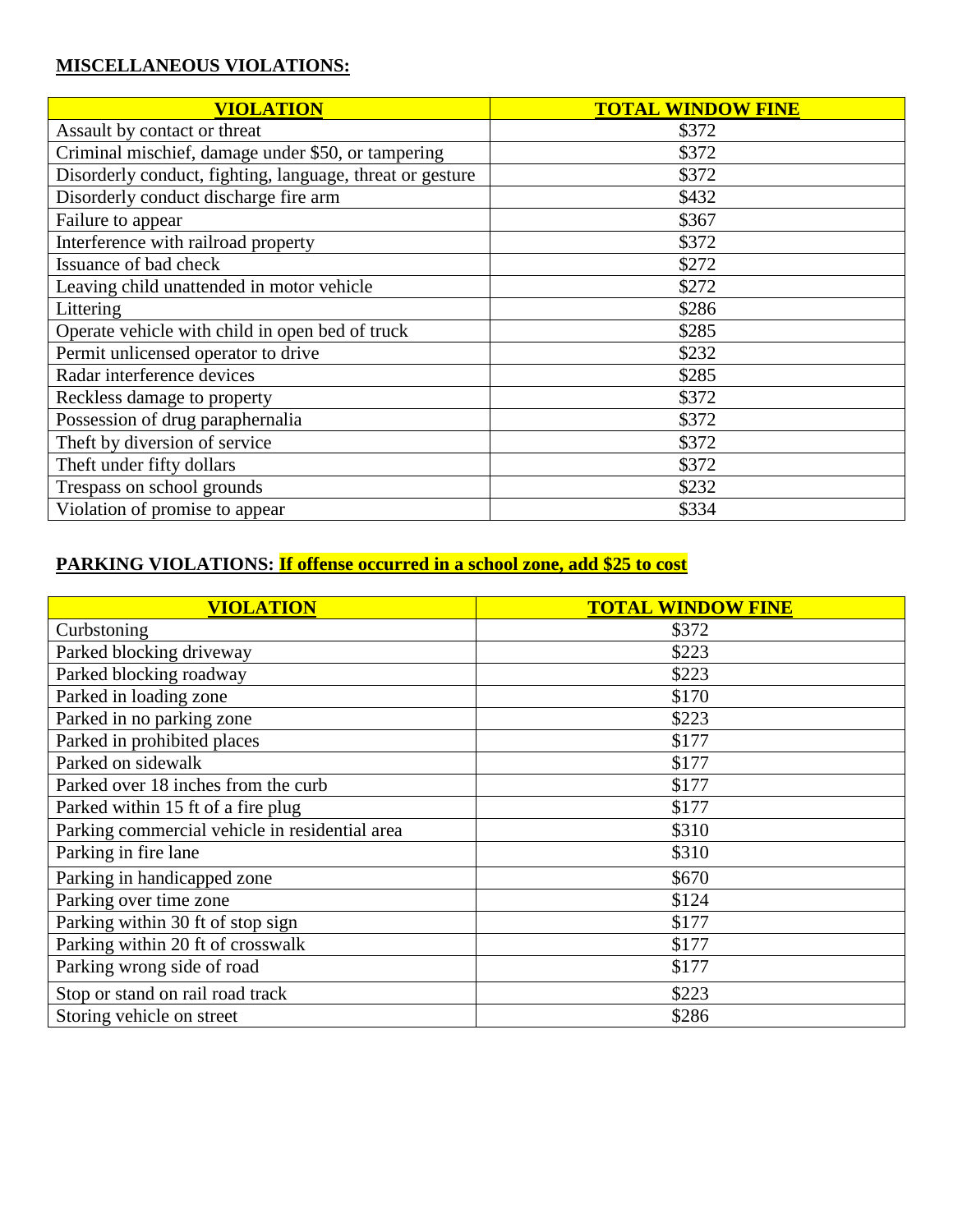**MISCELLANEOUS VIOLATIONS:**

| VIOLATION | TOTAL WINDOW FINE |
|---|---|
| Assault by contact or threat | $372 |
| Criminal mischief, damage under $50, or tampering | $372 |
| Disorderly conduct, fighting, language, threat or gesture | $372 |
| Disorderly conduct discharge fire arm | $432 |
| Failure to appear | $367 |
| Interference with railroad property | $372 |
| Issuance of bad check | $272 |
| Leaving child unattended in motor vehicle | $272 |
| Littering | $286 |
| Operate vehicle with child in open bed of truck | $285 |
| Permit unlicensed operator to drive | $232 |
| Radar interference devices | $285 |
| Reckless damage to property | $372 |
| Possession of drug paraphernalia | $372 |
| Theft by diversion of service | $372 |
| Theft under fifty dollars | $372 |
| Trespass on school grounds | $232 |
| Violation of promise to appear | $334 |

**PARKING VIOLATIONS: If offense occurred in a school zone, add $25 to cost**

| VIOLATION | TOTAL WINDOW FINE |
|---|---|
| Curbstoning | $372 |
| Parked blocking driveway | $223 |
| Parked blocking roadway | $223 |
| Parked in loading zone | $170 |
| Parked in no parking zone | $223 |
| Parked in prohibited places | $177 |
| Parked on sidewalk | $177 |
| Parked over 18 inches from the curb | $177 |
| Parked within 15 ft of a fire plug | $177 |
| Parking commercial vehicle in residential area | $310 |
| Parking in fire lane | $310 |
| Parking in handicapped zone | $670 |
| Parking over time zone | $124 |
| Parking within 30 ft of stop sign | $177 |
| Parking within 20 ft of crosswalk | $177 |
| Parking wrong side of road | $177 |
| Stop or stand on rail road track | $223 |
| Storing vehicle on street | $286 |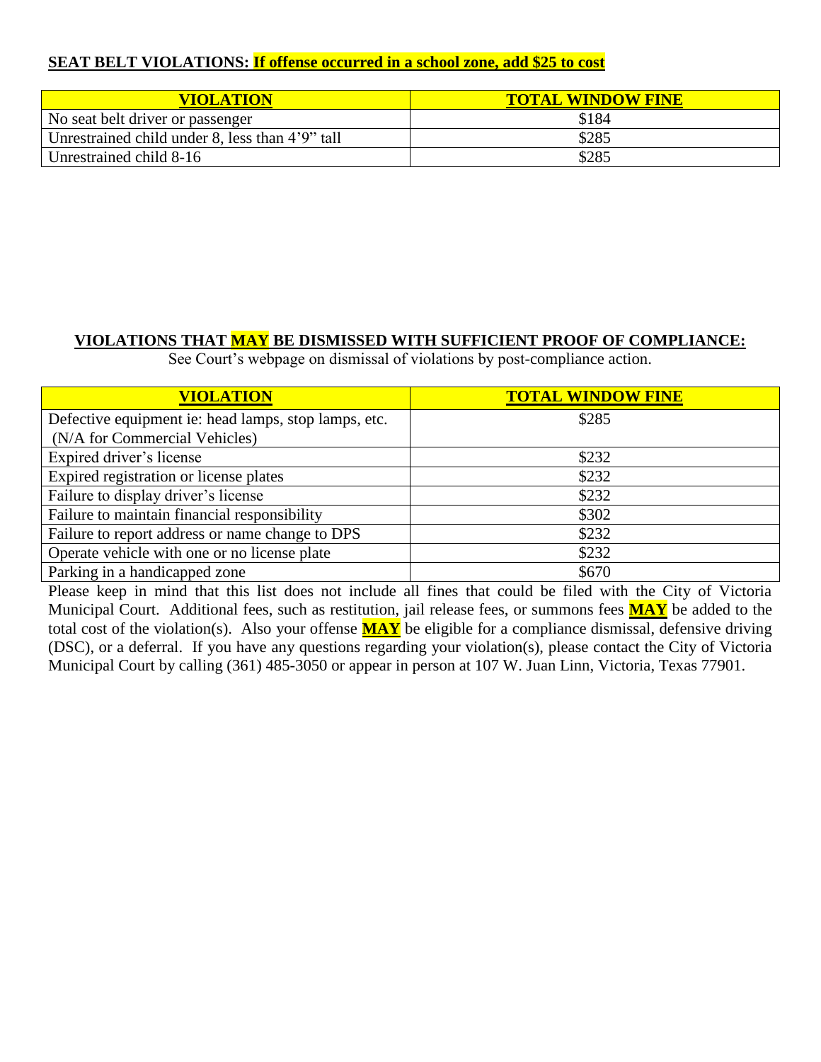**SEAT BELT VIOLATIONS: If offense occurred in a school zone, add $25 to cost**

| VIOLATION | TOTAL WINDOW FINE |
|---|---|
| No seat belt driver or passenger | $184 |
| Unrestrained child under 8, less than 4'9" tall | $285 |
| Unrestrained child 8-16 | $285 |

**VIOLATIONS THAT MAY BE DISMISSED WITH SUFFICIENT PROOF OF COMPLIANCE:**

See Court's webpage on dismissal of violations by post-compliance action.

| VIOLATION | TOTAL WINDOW FINE |
|---|---|
| Defective equipment ie: head lamps, stop lamps, etc. (N/A for Commercial Vehicles) | $285 |
| Expired driver's license | $232 |
| Expired registration or license plates | $232 |
| Failure to display driver's license | $232 |
| Failure to maintain financial responsibility | $302 |
| Failure to report address or name change to DPS | $232 |
| Operate vehicle with one or no license plate | $232 |
| Parking in a handicapped zone | $670 |

Please keep in mind that this list does not include all fines that could be filed with the City of Victoria Municipal Court. Additional fees, such as restitution, jail release fees, or summons fees **MAY** be added to the total cost of the violation(s). Also your offense **MAY** be eligible for a compliance dismissal, defensive driving (DSC), or a deferral. If you have any questions regarding your violation(s), please contact the City of Victoria Municipal Court by calling (361) 485-3050 or appear in person at 107 W. Juan Linn, Victoria, Texas 77901.